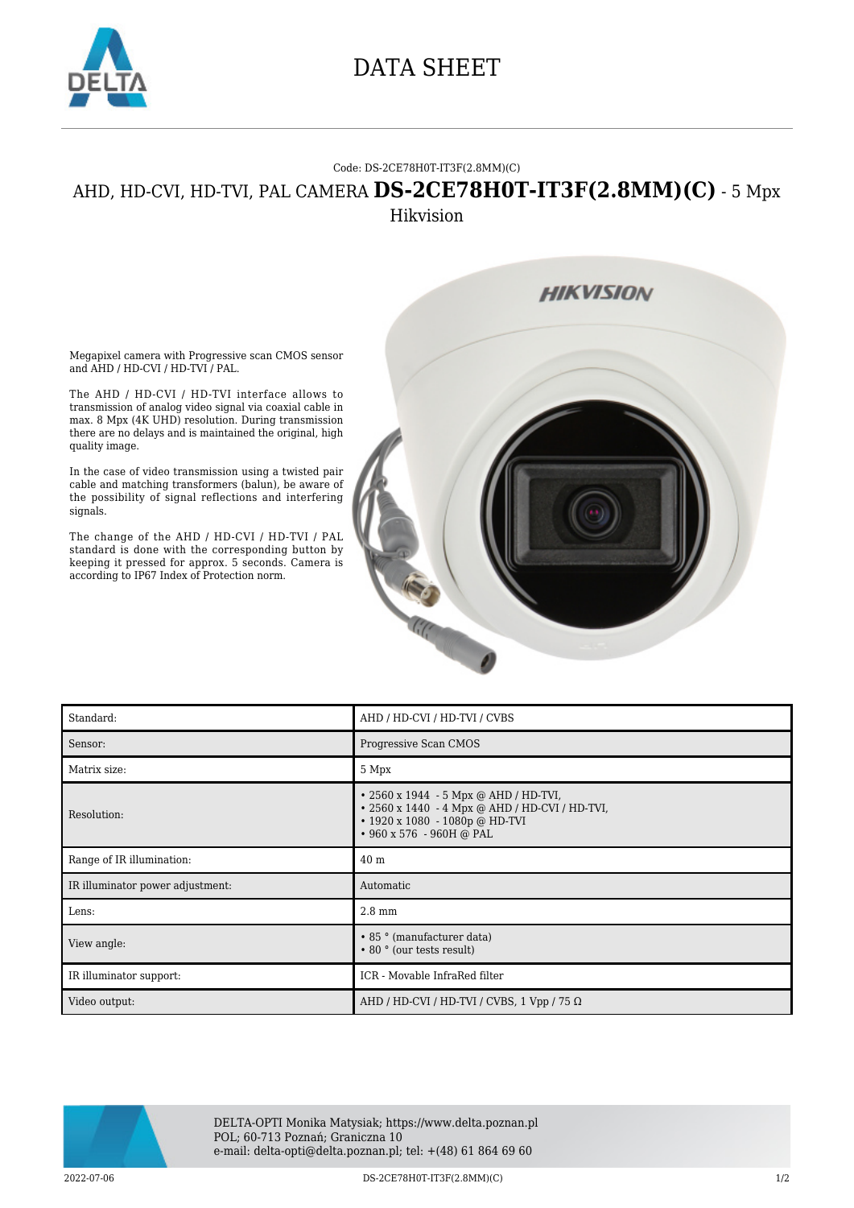# DATA SHEET

Code: DS-2CE78H0T-IT3F(2.8MM)(C)

## AHD, HD-CVI, HD-TVI, PAL CAMERA **DS-2CE78H0T-IT3F(2.8MM)(C)** - 5 Mpx

Hikvision

Megapixel camera with Progressive scan CMOS sensor and AHD / HD-CVI / HD-TVI / PAL.

The AHD / HD-CVI / HD-TVI interface allows to transmission of analog video signal via coaxial cable in max. 8 Mpx (4K UHD) resolution. During transmission there are no delays and is maintained the original, high quality image.

In the case of video transmission using a twisted pair cable and matching transformers (balun), be aware of the possibility of signal reflections and interfering signals.

The change of the AHD / HD-CVI / HD-TVI / PAL standard is done with the corresponding button by keeping it pressed for approx. 5 seconds. Camera is according to IP67 Index of Protection norm.

| | |
|---|---|
| Standard: | AHD / HD-CVI / HD-TVI / CVBS |
| Sensor: | Progressive Scan CMOS |
| Matrix size: | 5 Mpx |
| Resolution: | • 2560 x 1944 - 5 Mpx @ AHD / HD-TVI,<br>• 2560 x 1440 - 4 Mpx @ AHD / HD-CVI / HD-TVI,<br>• 1920 x 1080 - 1080p @ HD-TVI<br>• 960 x 576 - 960H @ PAL |
| Range of IR illumination: | 40 m |
| IR illuminator power adjustment: | Automatic |
| Lens: | 2.8 mm |
| View angle: | • 85 ° (manufacturer data)<br>• 80 ° (our tests result) |
| IR illuminator support: | ICR - Movable InfraRed filter |
| Video output: | AHD / HD-CVI / HD-TVI / CVBS, 1 Vpp / 75 Ω |

DELTA-OPTI Monika Matysiak; https://www.delta.poznan.pl
POL; 60-713 Poznań; Graniczna 10
e-mail: delta-opti@delta.poznan.pl; tel: +(48) 61 864 69 60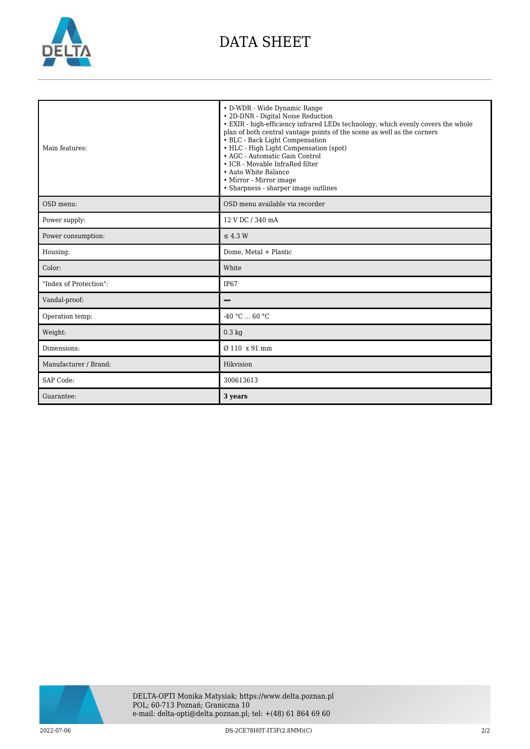# DATA SHEET

| | |
|---|---|
| Main features: | • D-WDR - Wide Dynamic Range<br>• 2D-DNR - Digital Noise Reduction<br>• EXIR - high-efficiency infrared LEDs technology, which evenly covers the whole plan of both central vantage points of the scene as well as the corners<br>• BLC - Back Light Compensation<br>• HLC - High Light Compensation (spot)<br>• AGC - Automatic Gain Control<br>• ICR - Movable InfraRed filter<br>• Auto White Balance<br>• Mirror - Mirror image<br>• Sharpness - sharper image outlines |
| OSD menu: | OSD menu available via recorder |
| Power supply: | 12 V DC / 340 mA |
| Power consumption: | ≤ 4.3 W |
| Housing: | Dome, Metal + Plastic |
| Color: | White |
| "Index of Protection": | IP67 |
| Vandal-proof: | – |
| Operation temp: | -40 °C ... 60 °C |
| Weight: | 0.3 kg |
| Dimensions: | Ø 110 x 91 mm |
| Manufacturer / Brand: | Hikvision |
| SAP Code: | 300613613 |
| Guarantee: | **3 years** |

DELTA-OPTI Monika Matysiak; https://www.delta.poznan.pl
POL; 60-713 Poznań; Graniczna 10
e-mail: delta-opti@delta.poznan.pl; tel: +(48) 61 864 69 60

2022-07-06 DS-2CE78H0T-IT3F(2.8MM)(C)